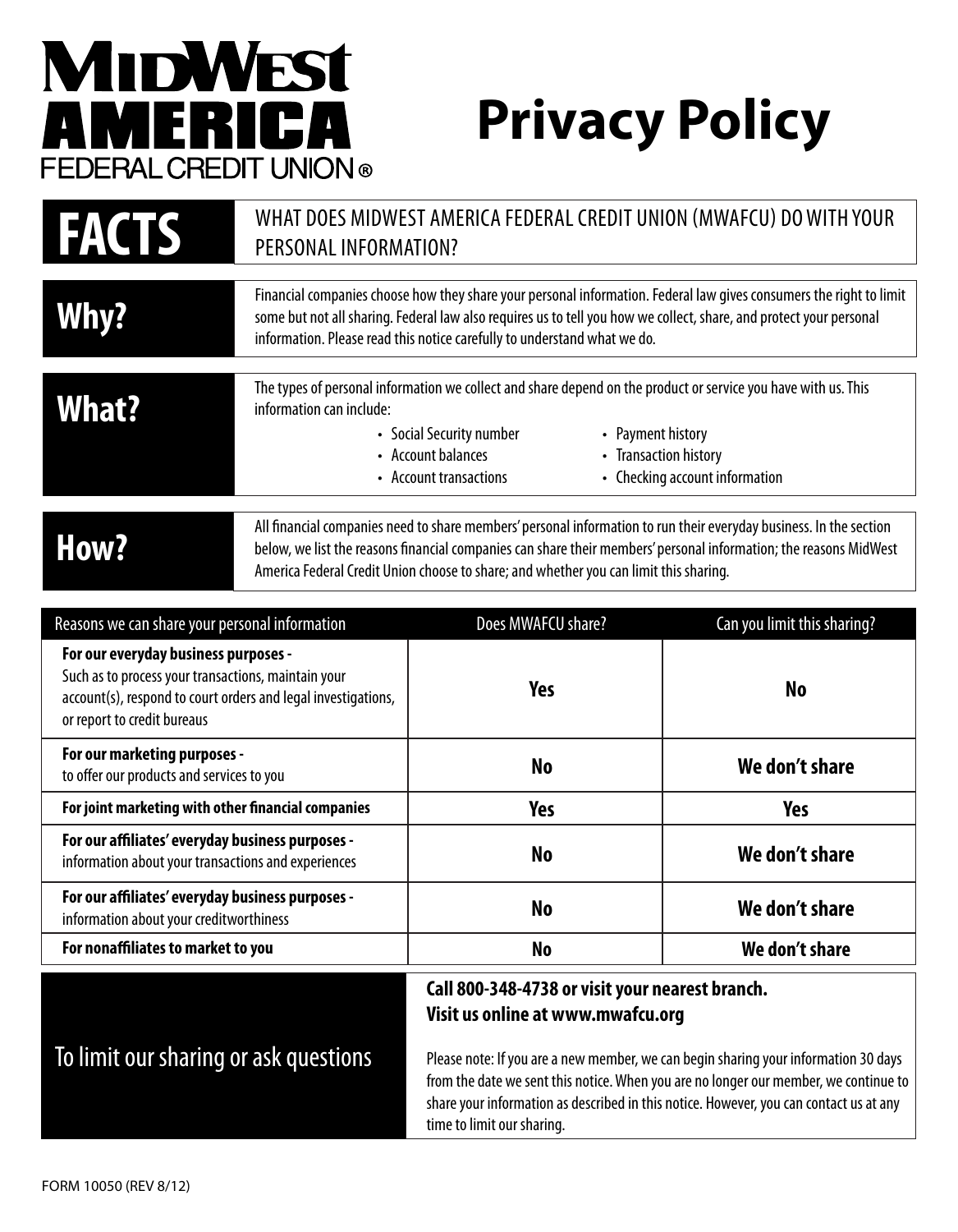# MIDWEST AMERICA FEDERAL CREDIT UNION®

# Privacy Policy

| **FACTS** | WHAT DOES MIDWEST AMERICA FEDERAL CREDIT UNION (MWAFCU) DO WITH YOUR PERSONAL INFORMATION? |
|---|---|

| **Why?** | Financial companies choose how they share your personal information. Federal law gives consumers the right to limit some but not all sharing. Federal law also requires us to tell you how we collect, share, and protect your personal information. Please read this notice carefully to understand what we do. |
|---|---|

| **What?** | The types of personal information we collect and share depend on the product or service you have with us. This information can include:<br>• Social Security number<br>• Account balances<br>• Account transactions<br>• Payment history<br>• Transaction history<br>• Checking account information |
|---|---|

| **How?** | All financial companies need to share members' personal information to run their everyday business. In the section below, we list the reasons financial companies can share their members' personal information; the reasons MidWest America Federal Credit Union choose to share; and whether you can limit this sharing. |
|---|---|

| Reasons we can share your personal information | Does MWAFCU share? | Can you limit this sharing? |
|---|---|---|
| **For our everyday business purposes -** Such as to process your transactions, maintain your account(s), respond to court orders and legal investigations, or report to credit bureaus | **Yes** | **No** |
| **For our marketing purposes -** to offer our products and services to you | **No** | **We don't share** |
| **For joint marketing with other financial companies** | **Yes** | **Yes** |
| **For our affiliates' everyday business purposes -** information about your transactions and experiences | **No** | **We don't share** |
| **For our affiliates' everyday business purposes -** information about your creditworthiness | **No** | **We don't share** |
| **For nonaffiliates to market to you** | **No** | **We don't share** |

| To limit our sharing or ask questions | **Call 800-348-4738 or visit your nearest branch.**<br>**Visit us online at www.mwafcu.org**<br><br>Please note: If you are a new member, we can begin sharing your information 30 days from the date we sent this notice. When you are no longer our member, we continue to share your information as described in this notice. However, you can contact us at any time to limit our sharing. |
|---|---|

FORM 10050 (REV 8/12)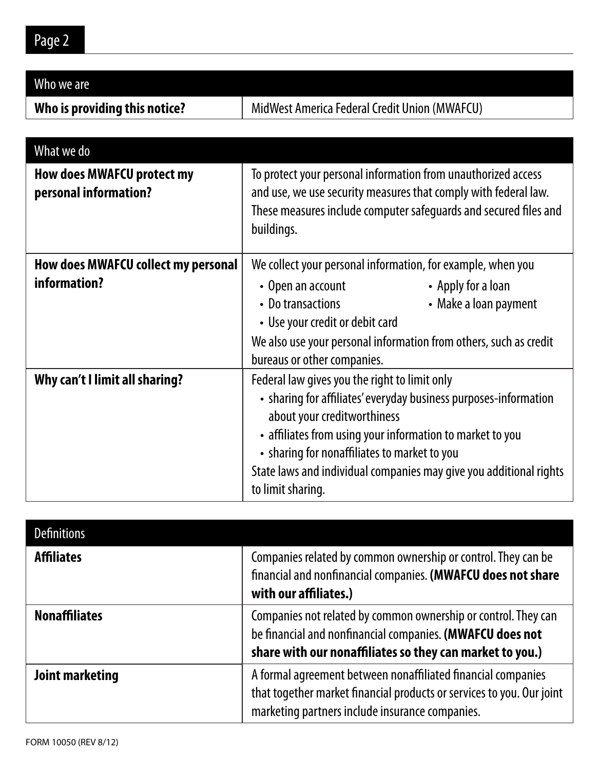| Who we are | |
|---|---|
| **Who is providing this notice?** | MidWest America Federal Credit Union (MWAFCU) |

| What we do | |
|---|---|
| **How does MWAFCU protect my personal information?** | To protect your personal information from unauthorized access and use, we use security measures that comply with federal law. These measures include computer safeguards and secured files and buildings. |
| **How does MWAFCU collect my personal information?** | We collect your personal information, for example, when you<br>• Open an account<br>• Apply for a loan<br>• Do transactions<br>• Make a loan payment<br>• Use your credit or debit card<br>We also use your personal information from others, such as credit bureaus or other companies. |
| **Why can't I limit all sharing?** | Federal law gives you the right to limit only<br>• sharing for affiliates' everyday business purposes-information about your creditworthiness<br>• affiliates from using your information to market to you<br>• sharing for nonaffiliates to market to you<br>State laws and individual companies may give you additional rights to limit sharing. |

| Definitions | |
|---|---|
| **Affiliates** | Companies related by common ownership or control. They can be financial and nonfinancial companies. **(MWAFCU does not share with our affiliates.)** |
| **Nonaffiliates** | Companies not related by common ownership or control. They can be financial and nonfinancial companies. **(MWAFCU does not share with our nonaffiliates so they can market to you.)** |
| **Joint marketing** | A formal agreement between nonaffiliated financial companies that together market financial products or services to you. Our joint marketing partners include insurance companies. |

FORM 10050 (REV 8/12)